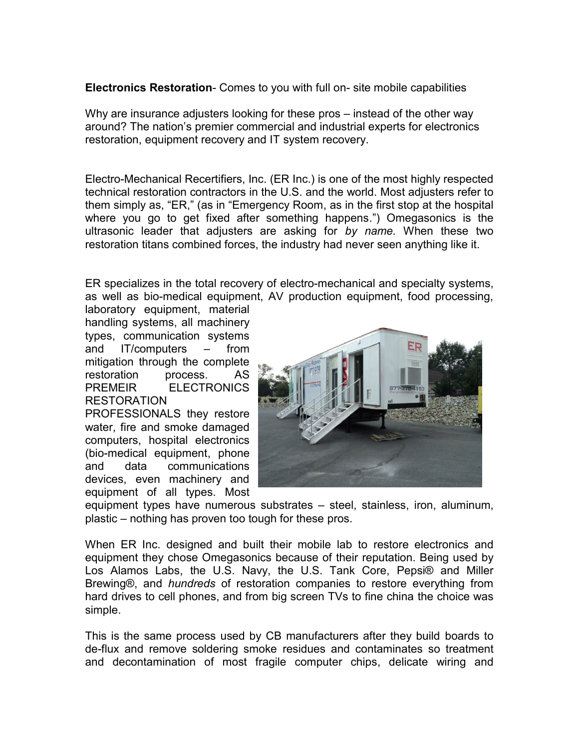**Electronics Restoration**- Comes to you with full on- site mobile capabilities

Why are insurance adjusters looking for these pros – instead of the other way around? The nation's premier commercial and industrial experts for electronics restoration, equipment recovery and IT system recovery.

Electro-Mechanical Recertifiers, Inc. (ER Inc.) is one of the most highly respected technical restoration contractors in the U.S. and the world. Most adjusters refer to them simply as, "ER," (as in "Emergency Room, as in the first stop at the hospital where you go to get fixed after something happens.") Omegasonics is the ultrasonic leader that adjusters are asking for *by name.* When these two restoration titans combined forces, the industry had never seen anything like it.

ER specializes in the total recovery of electro-mechanical and specialty systems, as well as bio-medical equipment, AV production equipment, food processing, laboratory equipment, material handling systems, all machinery types, communication systems and IT/computers – from mitigation through the complete restoration process. AS PREMEIR ELECTRONICS RESTORATION PROFESSIONALS they restore water, fire and smoke damaged computers, hospital electronics (bio-medical equipment, phone and data communications devices, even machinery and equipment of all types. Most equipment types have numerous substrates – steel, stainless, iron, aluminum, plastic – nothing has proven too tough for these pros.

When ER Inc. designed and built their mobile lab to restore electronics and equipment they chose Omegasonics because of their reputation. Being used by Los Alamos Labs, the U.S. Navy, the U.S. Tank Core, Pepsi® and Miller Brewing®, and *hundreds* of restoration companies to restore everything from hard drives to cell phones, and from big screen TVs to fine china the choice was simple.

This is the same process used by CB manufacturers after they build boards to de-flux and remove soldering smoke residues and contaminates so treatment and decontamination of most fragile computer chips, delicate wiring and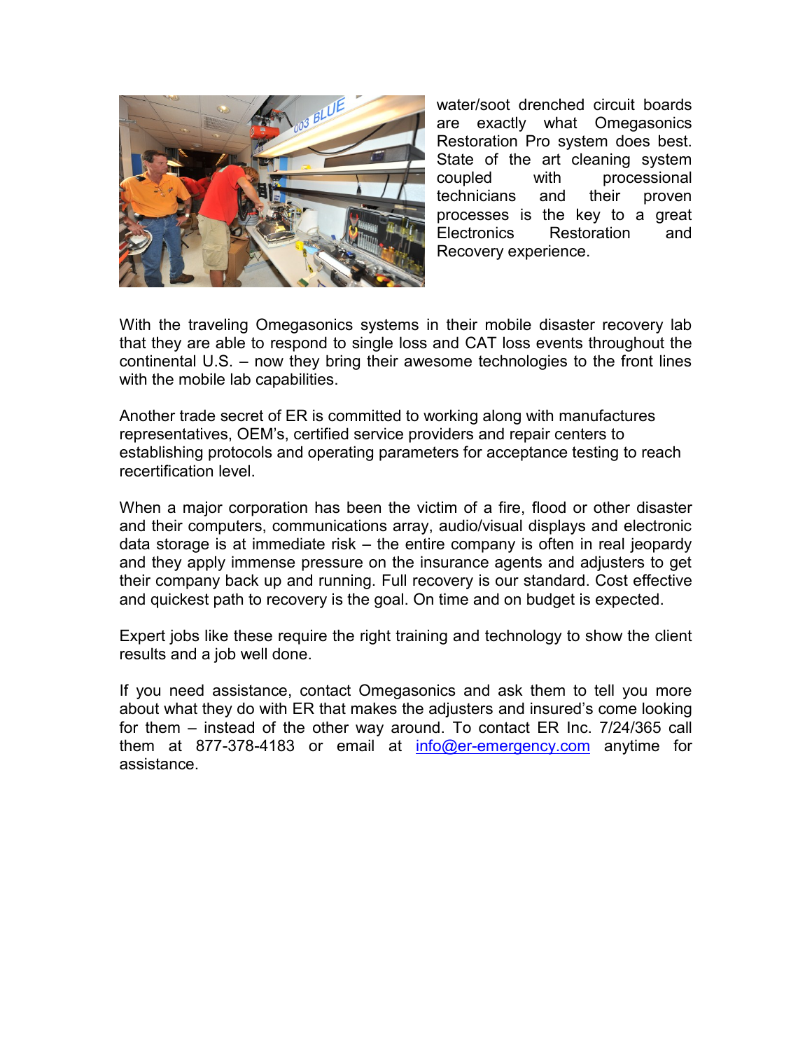water/soot drenched circuit boards are exactly what Omegasonics Restoration Pro system does best. State of the art cleaning system coupled with processional technicians and their proven processes is the key to a great Electronics Restoration and Recovery experience.

With the traveling Omegasonics systems in their mobile disaster recovery lab that they are able to respond to single loss and CAT loss events throughout the continental U.S. – now they bring their awesome technologies to the front lines with the mobile lab capabilities.

Another trade secret of ER is committed to working along with manufactures representatives, OEM's, certified service providers and repair centers to establishing protocols and operating parameters for acceptance testing to reach recertification level.

When a major corporation has been the victim of a fire, flood or other disaster and their computers, communications array, audio/visual displays and electronic data storage is at immediate risk – the entire company is often in real jeopardy and they apply immense pressure on the insurance agents and adjusters to get their company back up and running. Full recovery is our standard. Cost effective and quickest path to recovery is the goal. On time and on budget is expected.

Expert jobs like these require the right training and technology to show the client results and a job well done.

If you need assistance, contact Omegasonics and ask them to tell you more about what they do with ER that makes the adjusters and insured's come looking for them – instead of the other way around. To contact ER Inc. 7/24/365 call them at 877-378-4183 or email at info@er-emergency.com anytime for assistance.